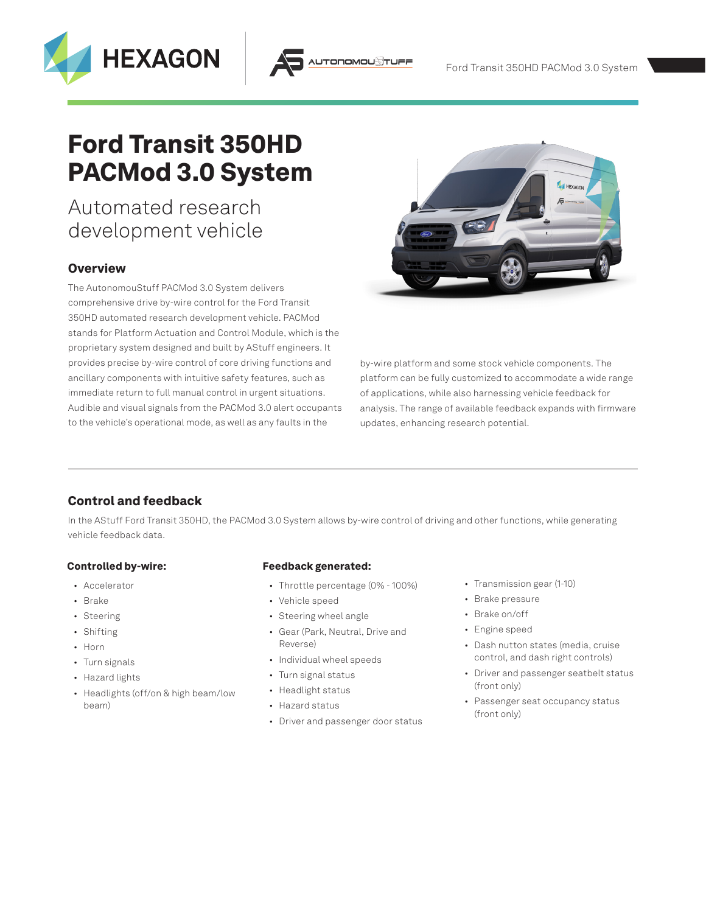# Ford Transit 350HD PACMod 3.0 System

## Automated research development vehicle

### Overview

The AutonomouStuff PACMod 3.0 System delivers comprehensive drive by-wire control for the Ford Transit 350HD automated research development vehicle. PACMod stands for Platform Actuation and Control Module, which is the proprietary system designed and built by AStuff engineers. It provides precise by-wire control of core driving functions and ancillary components with intuitive safety features, such as immediate return to full manual control in urgent situations. Audible and visual signals from the PACMod 3.0 alert occupants to the vehicle's operational mode, as well as any faults in the by-wire platform and some stock vehicle components. The platform can be fully customized to accommodate a wide range of applications, while also harnessing vehicle feedback for analysis. The range of available feedback expands with firmware updates, enhancing research potential.

---

## Control and feedback

In the AStuff Ford Transit 350HD, the PACMod 3.0 System allows by-wire control of driving and other functions, while generating vehicle feedback data.

### Controlled by-wire:

- Accelerator
- Brake
- Steering
- Shifting
- Horn
- Turn signals
- Hazard lights
- Headlights (off/on & high beam/low beam)

### Feedback generated:

- Throttle percentage (0% - 100%)
- Vehicle speed
- Steering wheel angle
- Gear (Park, Neutral, Drive and Reverse)
- Individual wheel speeds
- Turn signal status
- Headlight status
- Hazard status
- Driver and passenger door status
- Transmission gear (1-10)
- Brake pressure
- Brake on/off
- Engine speed
- Dash nutton states (media, cruise control, and dash right controls)
- Driver and passenger seatbelt status (front only)
- Passenger seat occupancy status (front only)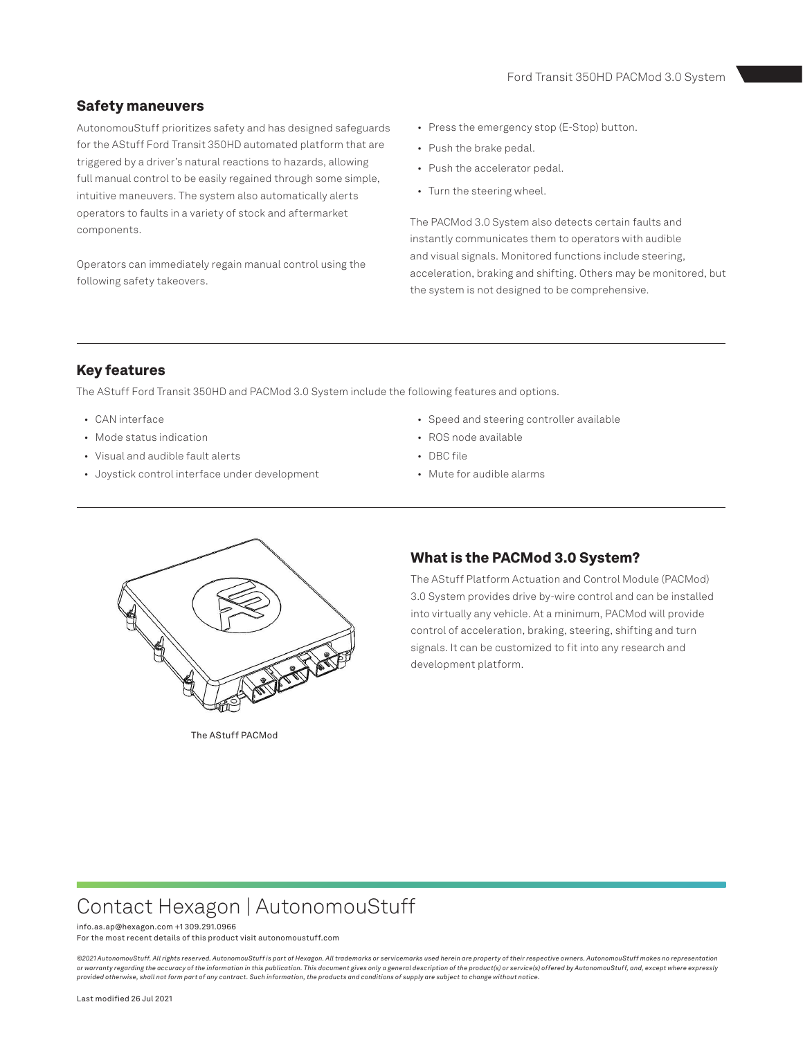## Safety maneuvers

AutonomouStuff prioritizes safety and has designed safeguards for the AStuff Ford Transit 350HD automated platform that are triggered by a driver's natural reactions to hazards, allowing full manual control to be easily regained through some simple, intuitive maneuvers. The system also automatically alerts operators to faults in a variety of stock and aftermarket components.

Operators can immediately regain manual control using the following safety takeovers.

- Press the emergency stop (E-Stop) button.
- Push the brake pedal.
- Push the accelerator pedal.
- Turn the steering wheel.

The PACMod 3.0 System also detects certain faults and instantly communicates them to operators with audible and visual signals. Monitored functions include steering, acceleration, braking and shifting. Others may be monitored, but the system is not designed to be comprehensive.

## Key features

The AStuff Ford Transit 350HD and PACMod 3.0 System include the following features and options.

- CAN interface
- Mode status indication
- Visual and audible fault alerts
- Joystick control interface under development
- Speed and steering controller available
- ROS node available
- DBC file
- Mute for audible alarms

The AStuff PACMod

## What is the PACMod 3.0 System?

The AStuff Platform Actuation and Control Module (PACMod) 3.0 System provides drive by-wire control and can be installed into virtually any vehicle. At a minimum, PACMod will provide control of acceleration, braking, steering, shifting and turn signals. It can be customized to fit into any research and development platform.

# Contact Hexagon | AutonomouStuff

info.as.ap@hexagon.com +1 309.291.0966
For the most recent details of this product visit autonomoustuff.com

*©2021 AutonomouStuff. All rights reserved. AutonomouStuff is part of Hexagon. All trademarks or servicemarks used herein are property of their respective owners. AutonomouStuff makes no representation or warranty regarding the accuracy of the information in this publication. This document gives only a general description of the product(s) or service(s) offered by AutonomouStuff, and, except where expressly provided otherwise, shall not form part of any contract. Such information, the products and conditions of supply are subject to change without notice.*

Last modified 26 Jul 2021